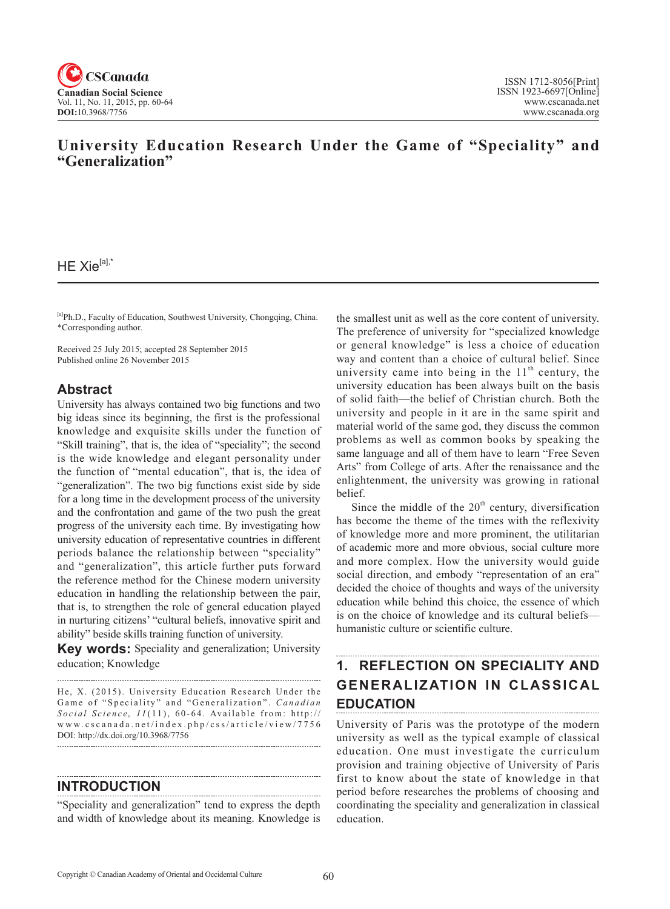# University Education Research Under the Game of "Speciality" and "Generalization"

HE Xie[a],*

[a]Ph.D., Faculty of Education, Southwest University, Chongqing, China.
*Corresponding author.

Received 25 July 2015; accepted 28 September 2015
Published online 26 November 2015

## Abstract

University has always contained two big functions and two big ideas since its beginning, the first is the professional knowledge and exquisite skills under the function of "Skill training", that is, the idea of "speciality"; the second is the wide knowledge and elegant personality under the function of "mental education", that is, the idea of "generalization". The two big functions exist side by side for a long time in the development process of the university and the confrontation and game of the two push the great progress of the university each time. By investigating how university education of representative countries in different periods balance the relationship between "speciality" and "generalization", this article further puts forward the reference method for the Chinese modern university education in handling the relationship between the pair, that is, to strengthen the role of general education played in nurturing citizens' "cultural beliefs, innovative spirit and ability" beside skills training function of university.

**Key words:** Speciality and generalization; University education; Knowledge

He, X. (2015). University Education Research Under the Game of "Speciality" and "Generalization". *Canadian Social Science, 11*(11), 60-64. Available from: http://www.cscanada.net/index.php/css/article/view/7756
DOI: http://dx.doi.org/10.3968/7756

## INTRODUCTION

"Speciality and generalization" tend to express the depth and width of knowledge about its meaning. Knowledge is the smallest unit as well as the core content of university. The preference of university for "specialized knowledge or general knowledge" is less a choice of education way and content than a choice of cultural belief. Since university came into being in the 11th century, the university education has been always built on the basis of solid faith—the belief of Christian church. Both the university and people in it are in the same spirit and material world of the same god, they discuss the common problems as well as common books by speaking the same language and all of them have to learn "Free Seven Arts" from College of arts. After the renaissance and the enlightenment, the university was growing in rational belief.

Since the middle of the 20th century, diversification has become the theme of the times with the reflexivity of knowledge more and more prominent, the utilitarian of academic more and more obvious, social culture more and more complex. How the university would guide social direction, and embody "representation of an era" decided the choice of thoughts and ways of the university education while behind this choice, the essence of which is on the choice of knowledge and its cultural beliefs—humanistic culture or scientific culture.

## 1. REFLECTION ON SPECIALITY AND GENERALIZATION IN CLASSICAL EDUCATION

University of Paris was the prototype of the modern university as well as the typical example of classical education. One must investigate the curriculum provision and training objective of University of Paris first to know about the state of knowledge in that period before researches the problems of choosing and coordinating the speciality and generalization in classical education.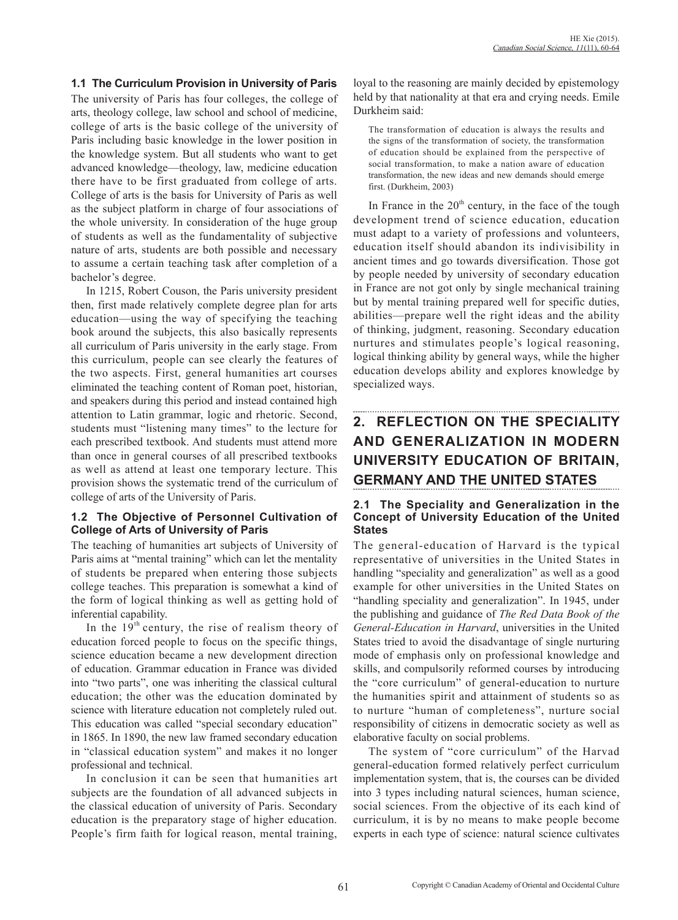### 1.1 The Curriculum Provision in University of Paris

The university of Paris has four colleges, the college of arts, theology college, law school and school of medicine, college of arts is the basic college of the university of Paris including basic knowledge in the lower position in the knowledge system. But all students who want to get advanced knowledge—theology, law, medicine education there have to be first graduated from college of arts. College of arts is the basis for University of Paris as well as the subject platform in charge of four associations of the whole university. In consideration of the huge group of students as well as the fundamentality of subjective nature of arts, students are both possible and necessary to assume a certain teaching task after completion of a bachelor's degree.

In 1215, Robert Couson, the Paris university president then, first made relatively complete degree plan for arts education—using the way of specifying the teaching book around the subjects, this also basically represents all curriculum of Paris university in the early stage. From this curriculum, people can see clearly the features of the two aspects. First, general humanities art courses eliminated the teaching content of Roman poet, historian, and speakers during this period and instead contained high attention to Latin grammar, logic and rhetoric. Second, students must "listening many times" to the lecture for each prescribed textbook. And students must attend more than once in general courses of all prescribed textbooks as well as attend at least one temporary lecture. This provision shows the systematic trend of the curriculum of college of arts of the University of Paris.

### 1.2 The Objective of Personnel Cultivation of College of Arts of University of Paris

The teaching of humanities art subjects of University of Paris aims at "mental training" which can let the mentality of students be prepared when entering those subjects college teaches. This preparation is somewhat a kind of the form of logical thinking as well as getting hold of inferential capability.

In the 19th century, the rise of realism theory of education forced people to focus on the specific things, science education became a new development direction of education. Grammar education in France was divided into "two parts", one was inheriting the classical cultural education; the other was the education dominated by science with literature education not completely ruled out. This education was called "special secondary education" in 1865. In 1890, the new law framed secondary education in "classical education system" and makes it no longer professional and technical.

In conclusion it can be seen that humanities art subjects are the foundation of all advanced subjects in the classical education of university of Paris. Secondary education is the preparatory stage of higher education. People's firm faith for logical reason, mental training, loyal to the reasoning are mainly decided by epistemology held by that nationality at that era and crying needs. Emile Durkheim said:

> The transformation of education is always the results and the signs of the transformation of society, the transformation of education should be explained from the perspective of social transformation, to make a nation aware of education transformation, the new ideas and new demands should emerge first. (Durkheim, 2003)

In France in the 20th century, in the face of the tough development trend of science education, education must adapt to a variety of professions and volunteers, education itself should abandon its indivisibility in ancient times and go towards diversification. Those got by people needed by university of secondary education in France are not got only by single mechanical training but by mental training prepared well for specific duties, abilities—prepare well the right ideas and the ability of thinking, judgment, reasoning. Secondary education nurtures and stimulates people's logical reasoning, logical thinking ability by general ways, while the higher education develops ability and explores knowledge by specialized ways.

## 2. REFLECTION ON THE SPECIALITY AND GENERALIZATION IN MODERN UNIVERSITY EDUCATION OF BRITAIN, GERMANY AND THE UNITED STATES

### 2.1 The Speciality and Generalization in the Concept of University Education of the United States

The general-education of Harvard is the typical representative of universities in the United States in handling "speciality and generalization" as well as a good example for other universities in the United States on "handling speciality and generalization". In 1945, under the publishing and guidance of *The Red Data Book of the General-Education in Harvard*, universities in the United States tried to avoid the disadvantage of single nurturing mode of emphasis only on professional knowledge and skills, and compulsorily reformed courses by introducing the "core curriculum" of general-education to nurture the humanities spirit and attainment of students so as to nurture "human of completeness", nurture social responsibility of citizens in democratic society as well as elaborative faculty on social problems.

The system of "core curriculum" of the Harvad general-education formed relatively perfect curriculum implementation system, that is, the courses can be divided into 3 types including natural sciences, human science, social sciences. From the objective of its each kind of curriculum, it is by no means to make people become experts in each type of science: natural science cultivates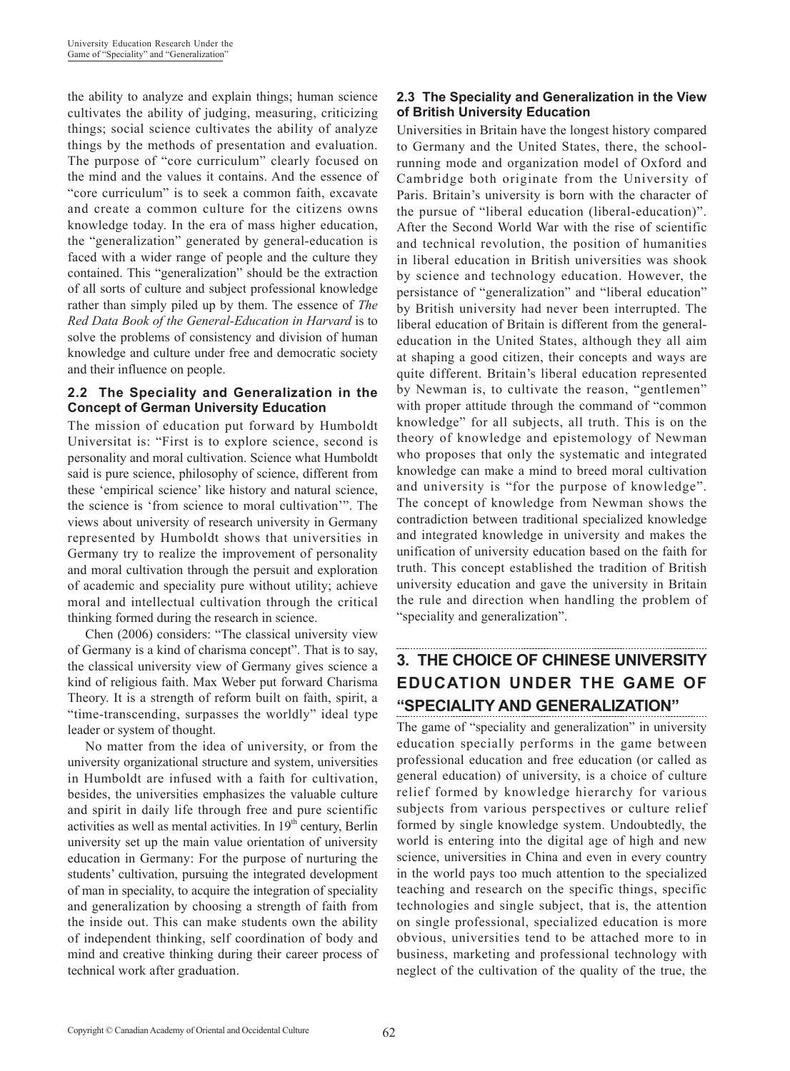the ability to analyze and explain things; human science cultivates the ability of judging, measuring, criticizing things; social science cultivates the ability of analyze things by the methods of presentation and evaluation. The purpose of "core curriculum" clearly focused on the mind and the values it contains. And the essence of "core curriculum" is to seek a common faith, excavate and create a common culture for the citizens owns knowledge today. In the era of mass higher education, the "generalization" generated by general-education is faced with a wider range of people and the culture they contained. This "generalization" should be the extraction of all sorts of culture and subject professional knowledge rather than simply piled up by them. The essence of *The Red Data Book of the General-Education in Harvard* is to solve the problems of consistency and division of human knowledge and culture under free and democratic society and their influence on people.

### 2.2 The Speciality and Generalization in the Concept of German University Education

The mission of education put forward by Humboldt Universitat is: "First is to explore science, second is personality and moral cultivation. Science what Humboldt said is pure science, philosophy of science, different from these 'empirical science' like history and natural science, the science is 'from science to moral cultivation'". The views about university of research university in Germany represented by Humboldt shows that universities in Germany try to realize the improvement of personality and moral cultivation through the persuit and exploration of academic and speciality pure without utility; achieve moral and intellectual cultivation through the critical thinking formed during the research in science.

Chen (2006) considers: "The classical university view of Germany is a kind of charisma concept". That is to say, the classical university view of Germany gives science a kind of religious faith. Max Weber put forward Charisma Theory. It is a strength of reform built on faith, spirit, a "time-transcending, surpasses the worldly" ideal type leader or system of thought.

No matter from the idea of university, or from the university organizational structure and system, universities in Humboldt are infused with a faith for cultivation, besides, the universities emphasizes the valuable culture and spirit in daily life through free and pure scientific activities as well as mental activities. In 19th century, Berlin university set up the main value orientation of university education in Germany: For the purpose of nurturing the students' cultivation, pursuing the integrated development of man in speciality, to acquire the integration of speciality and generalization by choosing a strength of faith from the inside out. This can make students own the ability of independent thinking, self coordination of body and mind and creative thinking during their career process of technical work after graduation.

### 2.3 The Speciality and Generalization in the View of British University Education

Universities in Britain have the longest history compared to Germany and the United States, there, the school-running mode and organization model of Oxford and Cambridge both originate from the University of Paris. Britain's university is born with the character of the pursue of "liberal education (liberal-education)". After the Second World War with the rise of scientific and technical revolution, the position of humanities in liberal education in British universities was shook by science and technology education. However, the persistance of "generalization" and "liberal education" by British university had never been interrupted. The liberal education of Britain is different from the general-education in the United States, although they all aim at shaping a good citizen, their concepts and ways are quite different. Britain's liberal education represented by Newman is, to cultivate the reason, "gentlemen" with proper attitude through the command of "common knowledge" for all subjects, all truth. This is on the theory of knowledge and epistemology of Newman who proposes that only the systematic and integrated knowledge can make a mind to breed moral cultivation and university is "for the purpose of knowledge". The concept of knowledge from Newman shows the contradiction between traditional specialized knowledge and integrated knowledge in university and makes the unification of university education based on the faith for truth. This concept established the tradition of British university education and gave the university in Britain the rule and direction when handling the problem of "speciality and generalization".

## 3. THE CHOICE OF CHINESE UNIVERSITY EDUCATION UNDER THE GAME OF "SPECIALITY AND GENERALIZATION"

The game of "speciality and generalization" in university education specially performs in the game between professional education and free education (or called as general education) of university, is a choice of culture relief formed by knowledge hierarchy for various subjects from various perspectives or culture relief formed by single knowledge system. Undoubtedly, the world is entering into the digital age of high and new science, universities in China and even in every country in the world pays too much attention to the specialized teaching and research on the specific things, specific technologies and single subject, that is, the attention on single professional, specialized education is more obvious, universities tend to be attached more to in business, marketing and professional technology with neglect of the cultivation of the quality of the true, the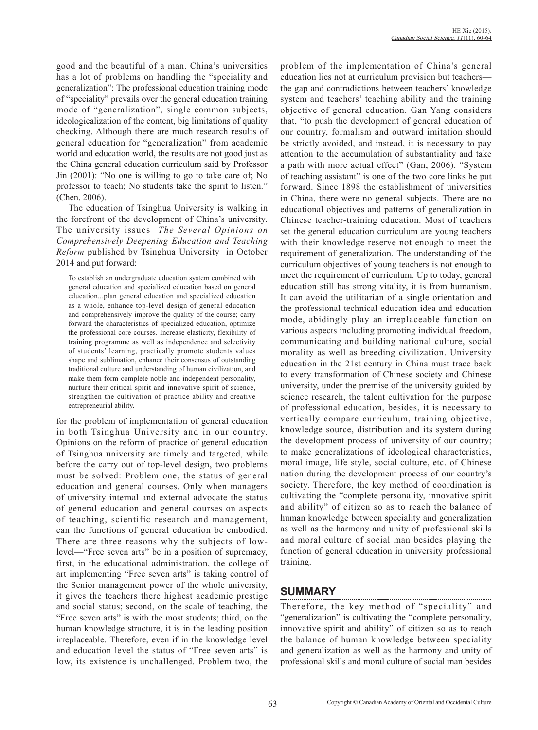good and the beautiful of a man. China's universities has a lot of problems on handling the "speciality and generalization": The professional education training mode of "speciality" prevails over the general education training mode of "generalization", single common subjects, ideologicalization of the content, big limitations of quality checking. Although there are much research results of general education for "generalization" from academic world and education world, the results are not good just as the China general education curriculum said by Professor Jin (2001): "No one is willing to go to take care of; No professor to teach; No students take the spirit to listen." (Chen, 2006).

The education of Tsinghua University is walking in the forefront of the development of China's university. The university issues *The Several Opinions on Comprehensively Deepening Education and Teaching Reform* published by Tsinghua University in October 2014 and put forward:

> To establish an undergraduate education system combined with general education and specialized education based on general education...plan general education and specialized education as a whole, enhance top-level design of general education and comprehensively improve the quality of the course; carry forward the characteristics of specialized education, optimize the professional core courses. Increase elasticity, flexibility of training programme as well as independence and selectivity of students' learning, practically promote students values shape and sublimation, enhance their consensus of outstanding traditional culture and understanding of human civilization, and make them form complete noble and independent personality, nurture their critical spirit and innovative spirit of science, strengthen the cultivation of practice ability and creative entrepreneurial ability.

for the problem of implementation of general education in both Tsinghua University and in our country. Opinions on the reform of practice of general education of Tsinghua university are timely and targeted, while before the carry out of top-level design, two problems must be solved: Problem one, the status of general education and general courses. Only when managers of university internal and external advocate the status of general education and general courses on aspects of teaching, scientific research and management, can the functions of general education be embodied. There are three reasons why the subjects of low-level—"Free seven arts" be in a position of supremacy, first, in the educational administration, the college of art implementing "Free seven arts" is taking control of the Senior management power of the whole university, it gives the teachers there highest academic prestige and social status; second, on the scale of teaching, the "Free seven arts" is with the most students; third, on the human knowledge structure, it is in the leading position irreplaceable. Therefore, even if in the knowledge level and education level the status of "Free seven arts" is low, its existence is unchallenged. Problem two, the problem of the implementation of China's general education lies not at curriculum provision but teachers—the gap and contradictions between teachers' knowledge system and teachers' teaching ability and the training objective of general education. Gan Yang considers that, "to push the development of general education of our country, formalism and outward imitation should be strictly avoided, and instead, it is necessary to pay attention to the accumulation of substantiality and take a path with more actual effect" (Gan, 2006). "System of teaching assistant" is one of the two core links he put forward. Since 1898 the establishment of universities in China, there were no general subjects. There are no educational objectives and patterns of generalization in Chinese teacher-training education. Most of teachers set the general education curriculum are young teachers with their knowledge reserve not enough to meet the requirement of generalization. The understanding of the curriculum objectives of young teachers is not enough to meet the requirement of curriculum. Up to today, general education still has strong vitality, it is from humanism. It can avoid the utilitarian of a single orientation and the professional technical education idea and education mode, abidingly play an irreplaceable function on various aspects including promoting individual freedom, communicating and building national culture, social morality as well as breeding civilization. University education in the 21st century in China must trace back to every transformation of Chinese society and Chinese university, under the premise of the university guided by science research, the talent cultivation for the purpose of professional education, besides, it is necessary to vertically compare curriculum, training objective, knowledge source, distribution and its system during the development process of university of our country; to make generalizations of ideological characteristics, moral image, life style, social culture, etc. of Chinese nation during the development process of our country's society. Therefore, the key method of coordination is cultivating the "complete personality, innovative spirit and ability" of citizen so as to reach the balance of human knowledge between speciality and generalization as well as the harmony and unity of professional skills and moral culture of social man besides playing the function of general education in university professional training.

## SUMMARY

Therefore, the key method of "speciality" and "generalization" is cultivating the "complete personality, innovative spirit and ability" of citizen so as to reach the balance of human knowledge between speciality and generalization as well as the harmony and unity of professional skills and moral culture of social man besides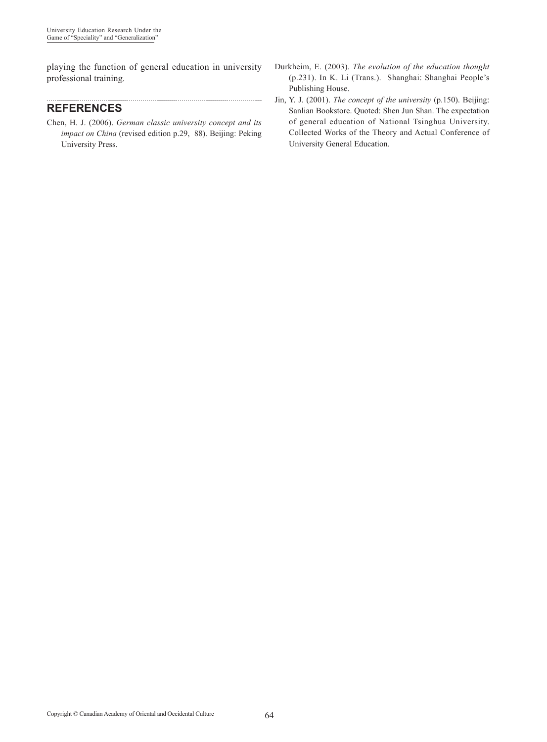playing the function of general education in university professional training.

## REFERENCES

Chen, H. J. (2006). *German classic university concept and its impact on China* (revised edition p.29, 88). Beijing: Peking University Press.

Durkheim, E. (2003). *The evolution of the education thought* (p.231). In K. Li (Trans.). Shanghai: Shanghai People's Publishing House.

Jin, Y. J. (2001). *The concept of the university* (p.150). Beijing: Sanlian Bookstore. Quoted: Shen Jun Shan. The expectation of general education of National Tsinghua University. Collected Works of the Theory and Actual Conference of University General Education.